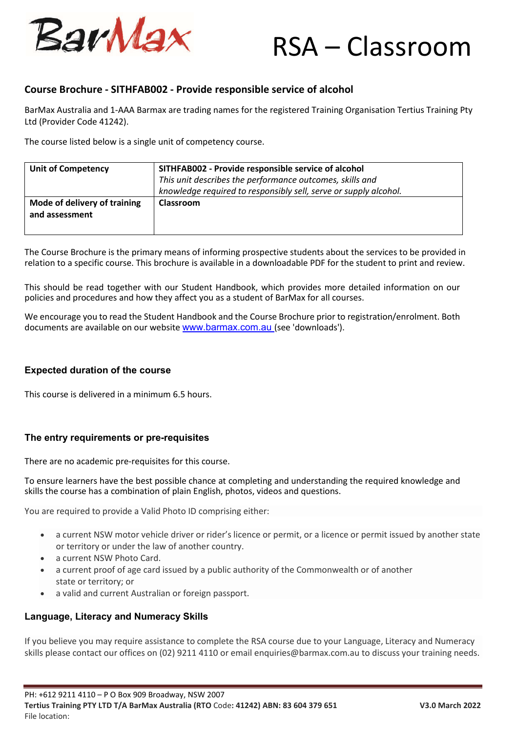# RSA – Classroom

## Course Brochure - SITHFAB002 - Provide responsible service of alcohol

BarMax Australia and 1-AAA Barmax are trading names for the registered Training Organisation Tertius Training Pty Ltd (Provider Code 41242).

The course listed below is a single unit of competency course.

| Unit of Competency | **SITHFAB002 - Provide responsible service of alcohol**<br>*This unit describes the performance outcomes, skills and knowledge required to responsibly sell, serve or supply alcohol.* |
|---|---|
| **Mode of delivery of training and assessment** | **Classroom** |

The Course Brochure is the primary means of informing prospective students about the services to be provided in relation to a specific course. This brochure is available in a downloadable PDF for the student to print and review.

This should be read together with our Student Handbook, which provides more detailed information on our policies and procedures and how they affect you as a student of BarMax for all courses.

We encourage you to read the Student Handbook and the Course Brochure prior to registration/enrolment. Both documents are available on our website www.barmax.com.au (see 'downloads').

### Expected duration of the course

This course is delivered in a minimum 6.5 hours.

### The entry requirements or pre-requisites

There are no academic pre-requisites for this course.

To ensure learners have the best possible chance at completing and understanding the required knowledge and skills the course has a combination of plain English, photos, videos and questions.

You are required to provide a Valid Photo ID comprising either:

- a current NSW motor vehicle driver or rider's licence or permit, or a licence or permit issued by another state or territory or under the law of another country.
- a current NSW Photo Card.
- a current proof of age card issued by a public authority of the Commonwealth or of another state or territory; or
- a valid and current Australian or foreign passport.

### Language, Literacy and Numeracy Skills

If you believe you may require assistance to complete the RSA course due to your Language, Literacy and Numeracy skills please contact our offices on (02) 9211 4110 or email enquiries@barmax.com.au to discuss your training needs.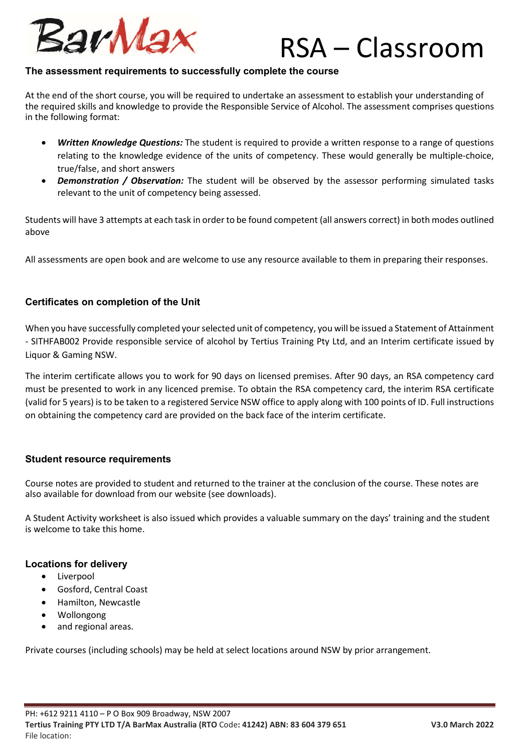## The assessment requirements to successfully complete the course

At the end of the short course, you will be required to undertake an assessment to establish your understanding of the required skills and knowledge to provide the Responsible Service of Alcohol. The assessment comprises questions in the following format:

- ***Written Knowledge Questions:*** The student is required to provide a written response to a range of questions relating to the knowledge evidence of the units of competency. These would generally be multiple-choice, true/false, and short answers
- ***Demonstration / Observation:*** The student will be observed by the assessor performing simulated tasks relevant to the unit of competency being assessed.

Students will have 3 attempts at each task in order to be found competent (all answers correct) in both modes outlined above

All assessments are open book and are welcome to use any resource available to them in preparing their responses.

## Certificates on completion of the Unit

When you have successfully completed your selected unit of competency, you will be issued a Statement of Attainment - SITHFAB002 Provide responsible service of alcohol by Tertius Training Pty Ltd, and an Interim certificate issued by Liquor & Gaming NSW.

The interim certificate allows you to work for 90 days on licensed premises. After 90 days, an RSA competency card must be presented to work in any licenced premise. To obtain the RSA competency card, the interim RSA certificate (valid for 5 years) is to be taken to a registered Service NSW office to apply along with 100 points of ID. Full instructions on obtaining the competency card are provided on the back face of the interim certificate.

## Student resource requirements

Course notes are provided to student and returned to the trainer at the conclusion of the course. These notes are also available for download from our website (see downloads).

A Student Activity worksheet is also issued which provides a valuable summary on the days' training and the student is welcome to take this home.

## Locations for delivery

- Liverpool
- Gosford, Central Coast
- Hamilton, Newcastle
- Wollongong
- and regional areas.

Private courses (including schools) may be held at select locations around NSW by prior arrangement.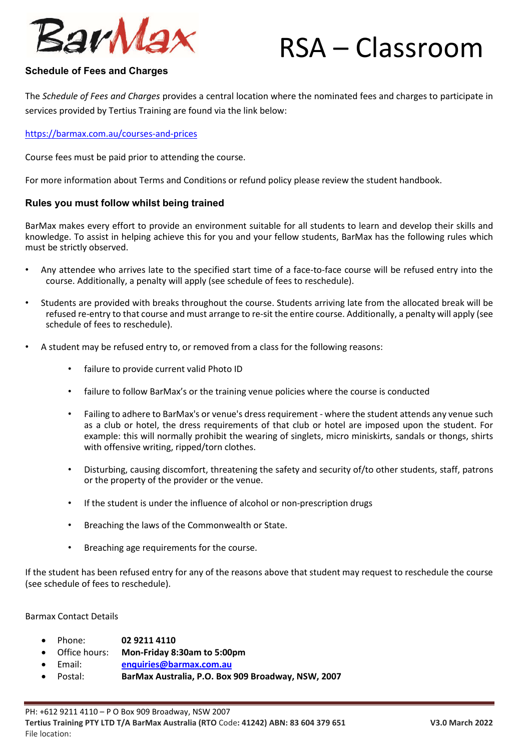# RSA – Classroom

### Schedule of Fees and Charges

The *Schedule of Fees and Charges* provides a central location where the nominated fees and charges to participate in services provided by Tertius Training are found via the link below:

https://barmax.com.au/courses-and-prices

Course fees must be paid prior to attending the course.

For more information about Terms and Conditions or refund policy please review the student handbook.

### Rules you must follow whilst being trained

BarMax makes every effort to provide an environment suitable for all students to learn and develop their skills and knowledge. To assist in helping achieve this for you and your fellow students, BarMax has the following rules which must be strictly observed.

- Any attendee who arrives late to the specified start time of a face-to-face course will be refused entry into the course. Additionally, a penalty will apply (see schedule of fees to reschedule).
- Students are provided with breaks throughout the course. Students arriving late from the allocated break will be refused re-entry to that course and must arrange to re-sit the entire course. Additionally, a penalty will apply (see schedule of fees to reschedule).
- A student may be refused entry to, or removed from a class for the following reasons:
    - failure to provide current valid Photo ID
    - failure to follow BarMax's or the training venue policies where the course is conducted
    - Failing to adhere to BarMax's or venue's dress requirement - where the student attends any venue such as a club or hotel, the dress requirements of that club or hotel are imposed upon the student. For example: this will normally prohibit the wearing of singlets, micro miniskirts, sandals or thongs, shirts with offensive writing, ripped/torn clothes.
    - Disturbing, causing discomfort, threatening the safety and security of/to other students, staff, patrons or the property of the provider or the venue.
    - If the student is under the influence of alcohol or non-prescription drugs
    - Breaching the laws of the Commonwealth or State.
    - Breaching age requirements for the course.

If the student has been refused entry for any of the reasons above that student may request to reschedule the course (see schedule of fees to reschedule).

Barmax Contact Details

- Phone: **02 9211 4110**
- Office hours: **Mon-Friday 8:30am to 5:00pm**
- Email: **enquiries@barmax.com.au**
- Postal: **BarMax Australia, P.O. Box 909 Broadway, NSW, 2007**